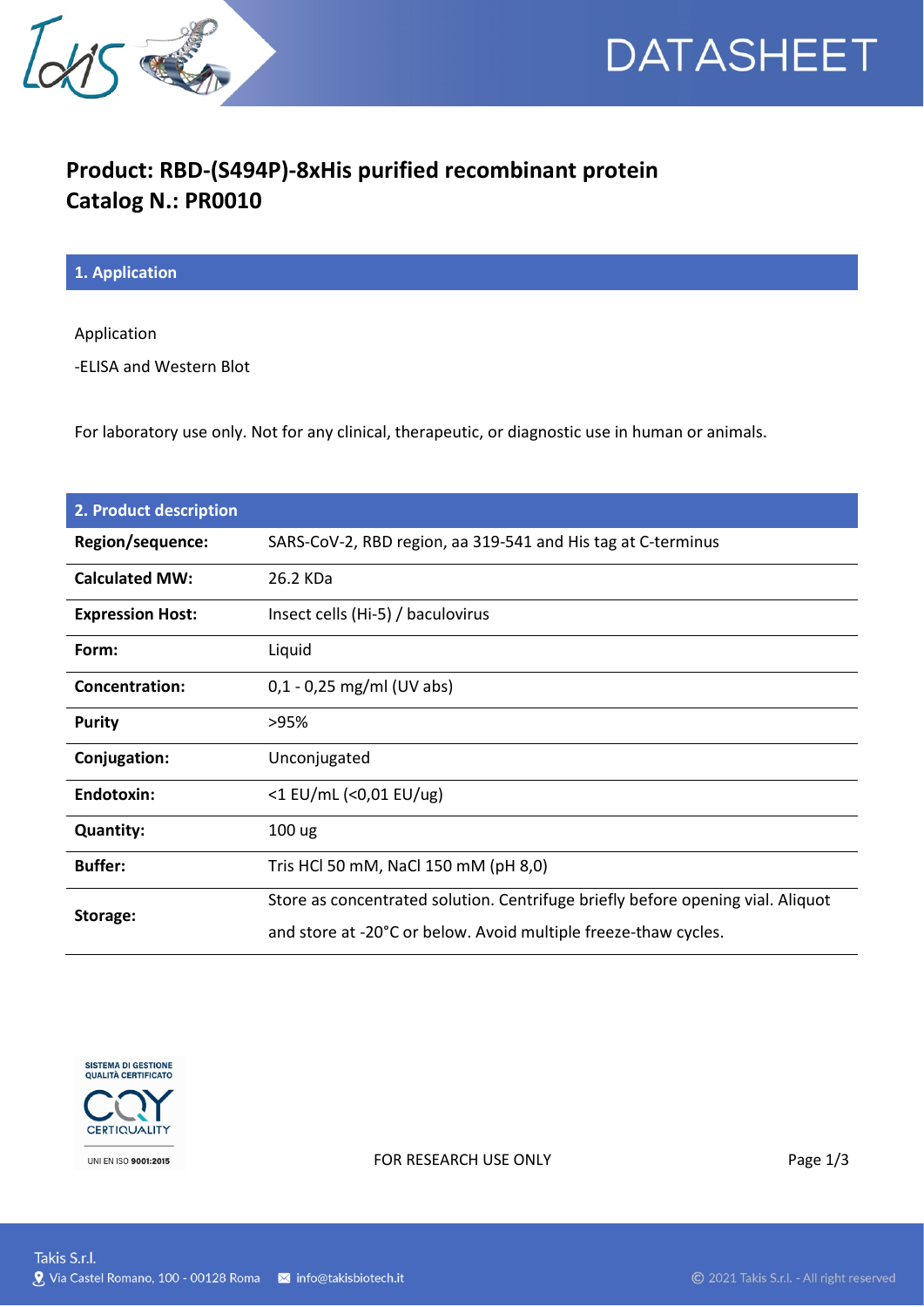# Product: RBD-(S494P)-8xHis purified recombinant protein
# Catalog N.: PR0010

## 1. Application

Application

-ELISA and Western Blot

For laboratory use only. Not for any clinical, therapeutic, or diagnostic use in human or animals.

## 2. Product description

| | |
|---|---|
| **Region/sequence:** | SARS-CoV-2, RBD region, aa 319-541 and His tag at C-terminus |
| **Calculated MW:** | 26.2 KDa |
| **Expression Host:** | Insect cells (Hi-5) / baculovirus |
| **Form:** | Liquid |
| **Concentration:** | 0,1 - 0,25 mg/ml (UV abs) |
| **Purity** | >95% |
| **Conjugation:** | Unconjugated |
| **Endotoxin:** | <1 EU/mL (<0,01 EU/ug) |
| **Quantity:** | 100 ug |
| **Buffer:** | Tris HCl 50 mM, NaCl 150 mM (pH 8,0) |
| **Storage:** | Store as concentrated solution. Centrifuge briefly before opening vial. Aliquot and store at -20°C or below. Avoid multiple freeze-thaw cycles. |

SISTEMA DI GESTIONE QUALITÀ CERTIFICATO
CERTIQUALITY
UNI EN ISO 9001:2015

FOR RESEARCH USE ONLY

Takis S.r.l.
Via Castel Romano, 100 - 00128 Roma  info@takisbiotech.it

© 2021 Takis S.r.l. - All right reserved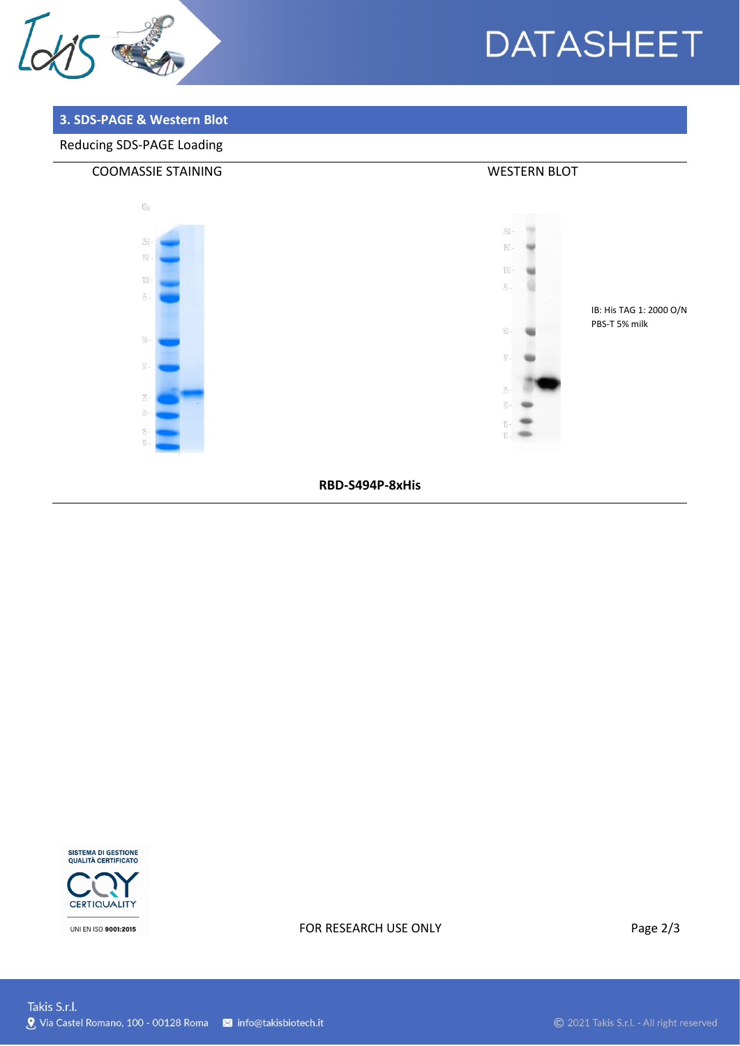## 3. SDS-PAGE & Western Blot

Reducing SDS-PAGE Loading

COOMASSIE STAINING

WESTERN BLOT

IB: His TAG 1: 2000 O/N PBS-T 5% milk

**RBD-S494P-8xHis**

FOR RESEARCH USE ONLY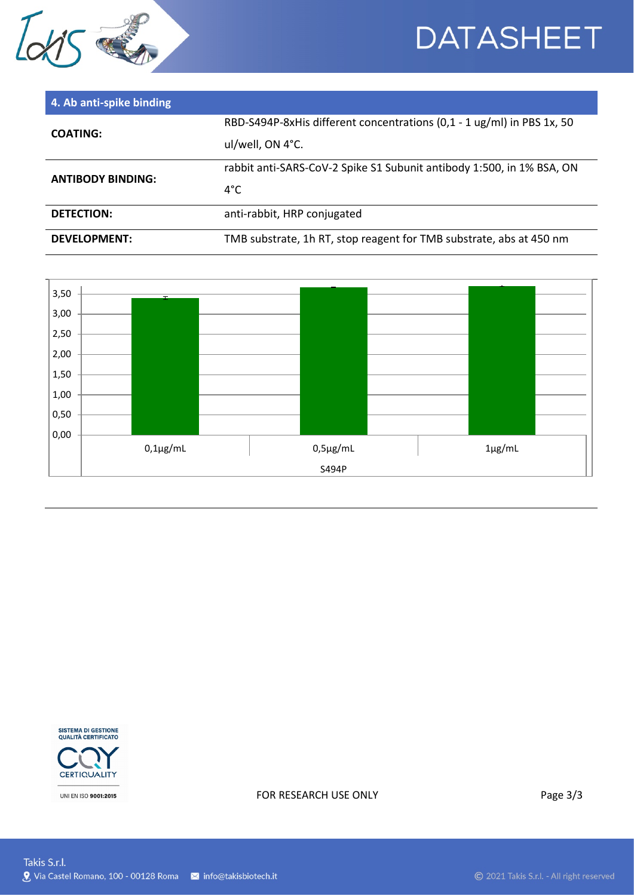## 4. Ab anti-spike binding

| | |
|---|---|
| **COATING:** | RBD-S494P-8xHis different concentrations (0,1 - 1 ug/ml) in PBS 1x, 50 ul/well, ON 4°C. |
| **ANTIBODY BINDING:** | rabbit anti-SARS-CoV-2 Spike S1 Subunit antibody 1:500, in 1% BSA, ON 4°C |
| **DETECTION:** | anti-rabbit, HRP conjugated |
| **DEVELOPMENT:** | TMB substrate, 1h RT, stop reagent for TMB substrate, abs at 450 nm |

3,50
3,00
2,50
2,00
1,50
1,00
0,50
0,00

0,1µg/mL
0,5µg/mL
1µg/mL

S494P

FOR RESEARCH USE ONLY